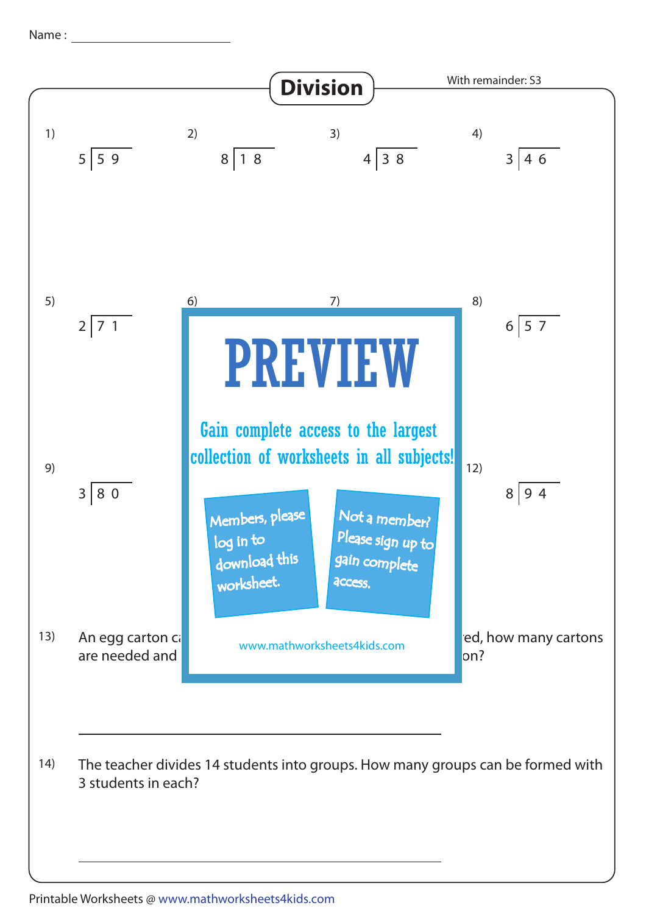Name : ____________________

# Division

With remainder: S3

1) $5\overline{)59}$

2) $8\overline{)18}$

3) $4\overline{)38}$

4) $3\overline{)46}$

5) $2\overline{)71}$

6)

7)

8) $6\overline{)57}$

9) $3\overline{)80}$

12) $8\overline{)94}$

PREVIEW

Gain complete access to the largest collection of worksheets in all subjects!

Members, please log in to download this worksheet.

Not a member? Please sign up to gain complete access.

www.mathworksheets4kids.com

13) An egg carton c ... ed, how many cartons are needed and ... on?

______________________________

14) The teacher divides 14 students into groups. How many groups can be formed with 3 students in each?

______________________________

Printable Worksheets @ www.mathworksheets4kids.com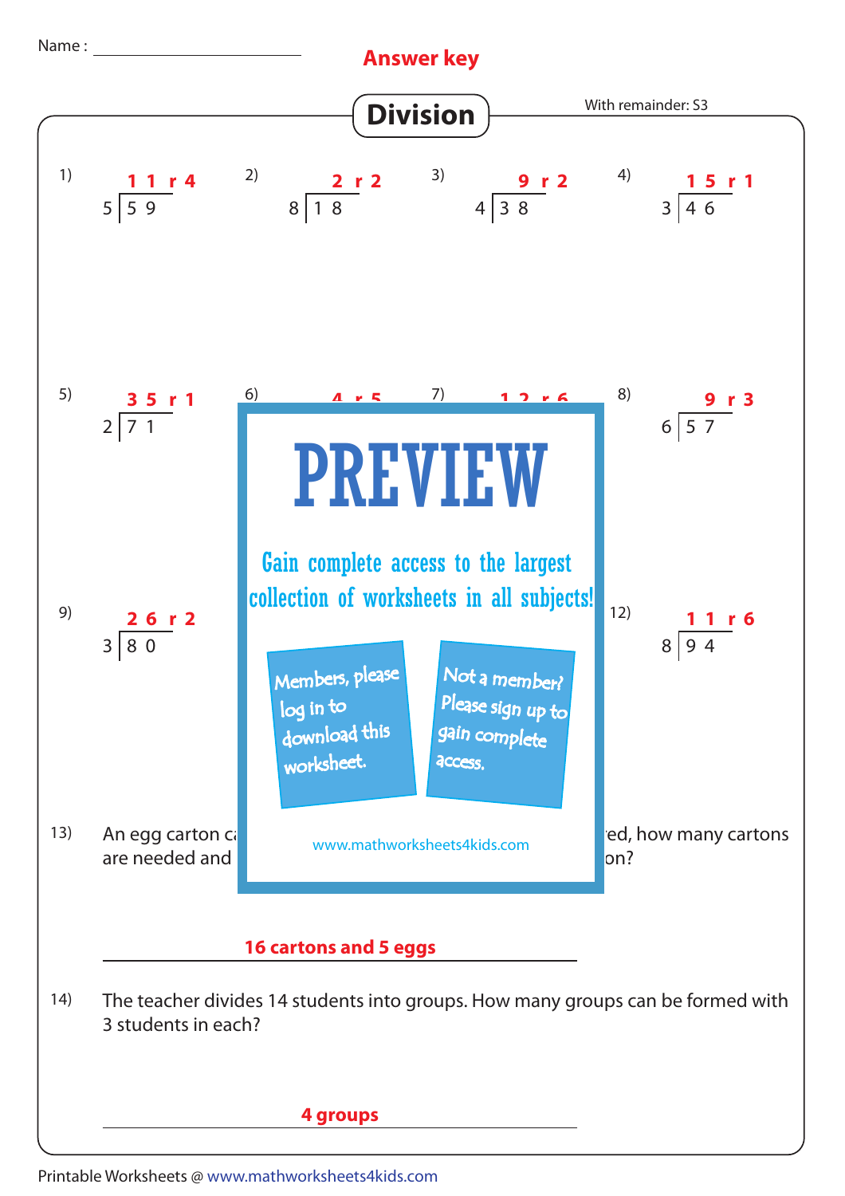Name : ____________________

**Answer key**

# Division

With remainder: S3

1) $5 \overline{)59}$ **11 r 4**

2) $8 \overline{)18}$ **2 r 2**

3) $4 \overline{)38}$ **9 r 2**

4) $3 \overline{)46}$ **15 r 1**

5) $2 \overline{)71}$ **35 r 1**

6) **4 r 5**

7) **12 r 6**

8) $6 \overline{)57}$ **9 r 3**

9) $3 \overline{)80}$ **26 r 2**

12) $8 \overline{)94}$ **11 r 6**

PREVIEW

Gain complete access to the largest collection of worksheets in all subjects!

Members, please log in to download this worksheet.

Not a member? Please sign up to gain complete access.

www.mathworksheets4kids.com

13) An egg carton c... ...red, how many cartons are needed and ...on?

**16 cartons and 5 eggs**

14) The teacher divides 14 students into groups. How many groups can be formed with 3 students in each?

**4 groups**

Printable Worksheets @ www.mathworksheets4kids.com